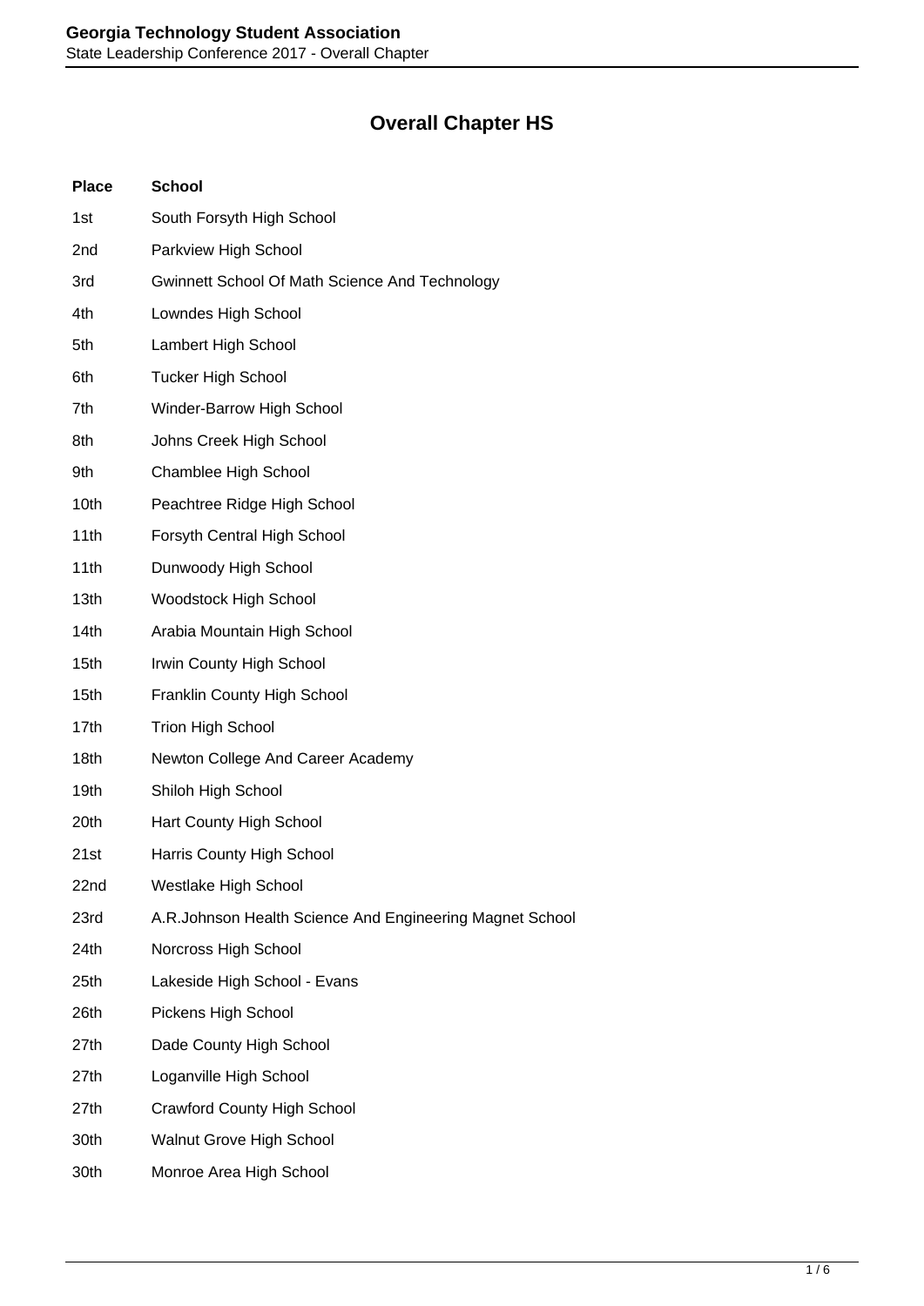# Overall Chapter HS

| Place | School |
|---|---|
| 1st | South Forsyth High School |
| 2nd | Parkview High School |
| 3rd | Gwinnett School Of Math Science And Technology |
| 4th | Lowndes High School |
| 5th | Lambert High School |
| 6th | Tucker High School |
| 7th | Winder-Barrow High School |
| 8th | Johns Creek High School |
| 9th | Chamblee High School |
| 10th | Peachtree Ridge High School |
| 11th | Forsyth Central High School |
| 11th | Dunwoody High School |
| 13th | Woodstock High School |
| 14th | Arabia Mountain High School |
| 15th | Irwin County High School |
| 15th | Franklin County High School |
| 17th | Trion High School |
| 18th | Newton College And Career Academy |
| 19th | Shiloh High School |
| 20th | Hart County High School |
| 21st | Harris County High School |
| 22nd | Westlake High School |
| 23rd | A.R.Johnson Health Science And Engineering Magnet School |
| 24th | Norcross High School |
| 25th | Lakeside High School - Evans |
| 26th | Pickens High School |
| 27th | Dade County High School |
| 27th | Loganville High School |
| 27th | Crawford County High School |
| 30th | Walnut Grove High School |
| 30th | Monroe Area High School |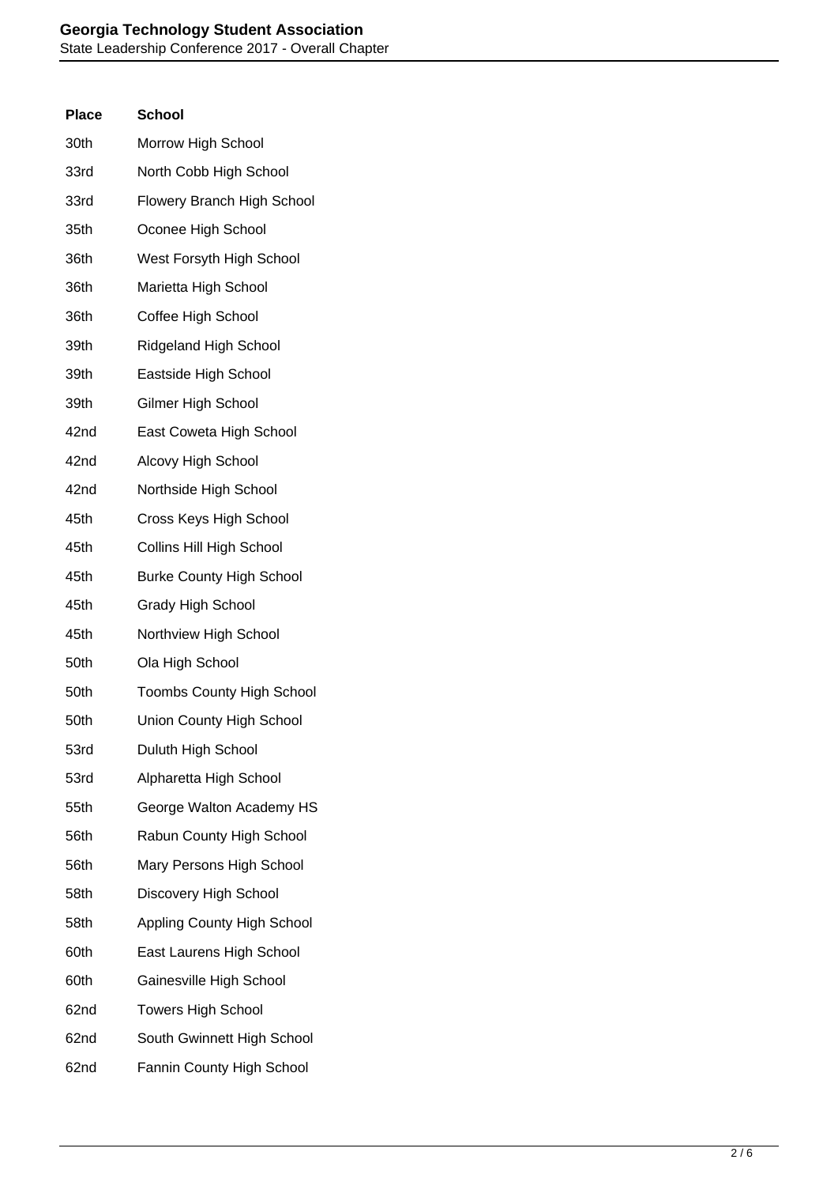| Place | School |
| --- | --- |
| 30th | Morrow High School |
| 33rd | North Cobb High School |
| 33rd | Flowery Branch High School |
| 35th | Oconee High School |
| 36th | West Forsyth High School |
| 36th | Marietta High School |
| 36th | Coffee High School |
| 39th | Ridgeland High School |
| 39th | Eastside High School |
| 39th | Gilmer High School |
| 42nd | East Coweta High School |
| 42nd | Alcovy High School |
| 42nd | Northside High School |
| 45th | Cross Keys High School |
| 45th | Collins Hill High School |
| 45th | Burke County High School |
| 45th | Grady High School |
| 45th | Northview High School |
| 50th | Ola High School |
| 50th | Toombs County High School |
| 50th | Union County High School |
| 53rd | Duluth High School |
| 53rd | Alpharetta High School |
| 55th | George Walton Academy HS |
| 56th | Rabun County High School |
| 56th | Mary Persons High School |
| 58th | Discovery High School |
| 58th | Appling County High School |
| 60th | East Laurens High School |
| 60th | Gainesville High School |
| 62nd | Towers High School |
| 62nd | South Gwinnett High School |
| 62nd | Fannin County High School |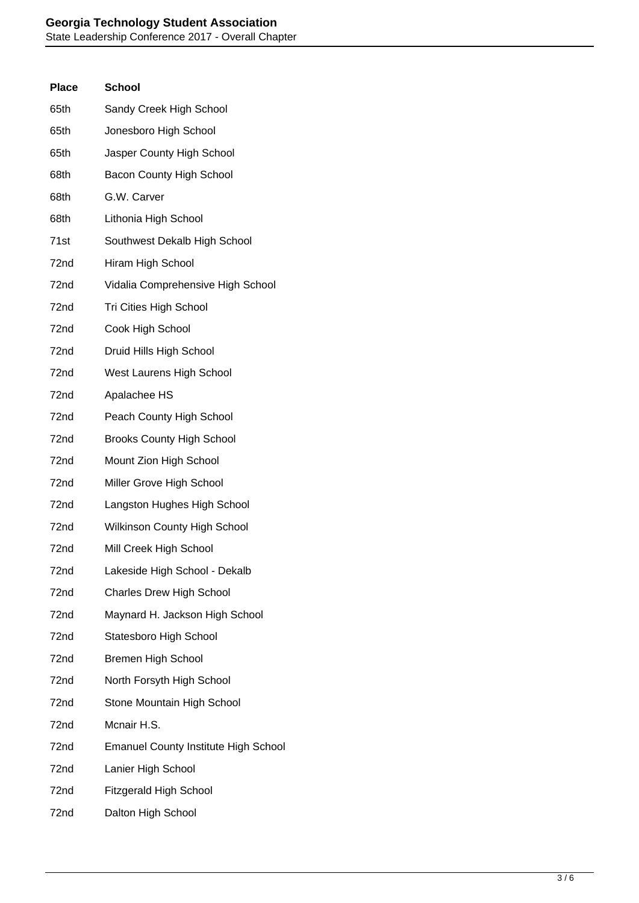| Place | School |
| --- | --- |
| 65th | Sandy Creek High School |
| 65th | Jonesboro High School |
| 65th | Jasper County High School |
| 68th | Bacon County High School |
| 68th | G.W. Carver |
| 68th | Lithonia High School |
| 71st | Southwest Dekalb High School |
| 72nd | Hiram High School |
| 72nd | Vidalia Comprehensive High School |
| 72nd | Tri Cities High School |
| 72nd | Cook High School |
| 72nd | Druid Hills High School |
| 72nd | West Laurens High School |
| 72nd | Apalachee HS |
| 72nd | Peach County High School |
| 72nd | Brooks County High School |
| 72nd | Mount Zion High School |
| 72nd | Miller Grove High School |
| 72nd | Langston Hughes High School |
| 72nd | Wilkinson County High School |
| 72nd | Mill Creek High School |
| 72nd | Lakeside High School - Dekalb |
| 72nd | Charles Drew High School |
| 72nd | Maynard H. Jackson High School |
| 72nd | Statesboro High School |
| 72nd | Bremen High School |
| 72nd | North Forsyth High School |
| 72nd | Stone Mountain High School |
| 72nd | Mcnair H.S. |
| 72nd | Emanuel County Institute High School |
| 72nd | Lanier High School |
| 72nd | Fitzgerald High School |
| 72nd | Dalton High School |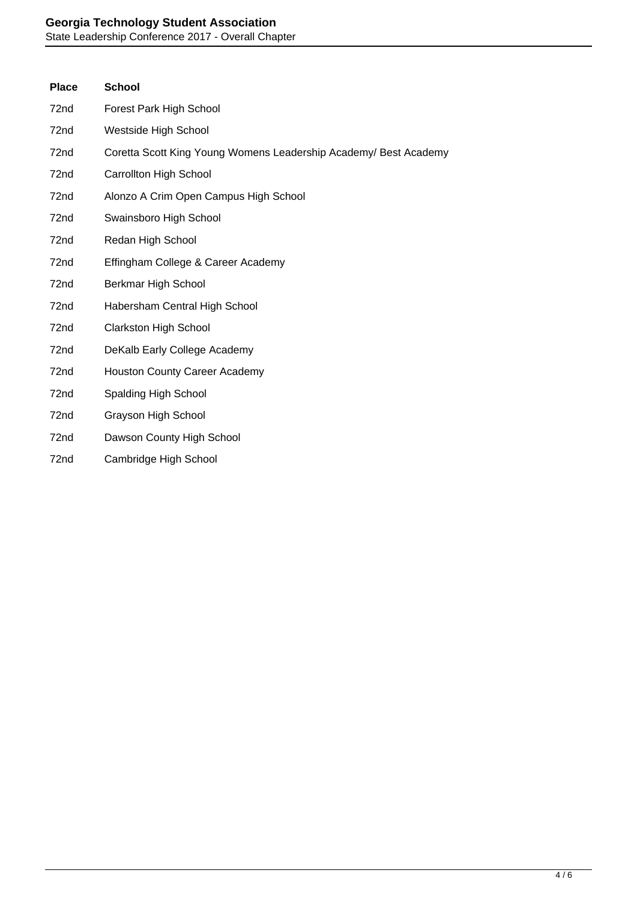| Place | School |
|---|---|
| 72nd | Forest Park High School |
| 72nd | Westside High School |
| 72nd | Coretta Scott King Young Womens Leadership Academy/ Best Academy |
| 72nd | Carrollton High School |
| 72nd | Alonzo A Crim Open Campus High School |
| 72nd | Swainsboro High School |
| 72nd | Redan High School |
| 72nd | Effingham College & Career Academy |
| 72nd | Berkmar High School |
| 72nd | Habersham Central High School |
| 72nd | Clarkston High School |
| 72nd | DeKalb Early College Academy |
| 72nd | Houston County Career Academy |
| 72nd | Spalding High School |
| 72nd | Grayson High School |
| 72nd | Dawson County High School |
| 72nd | Cambridge High School |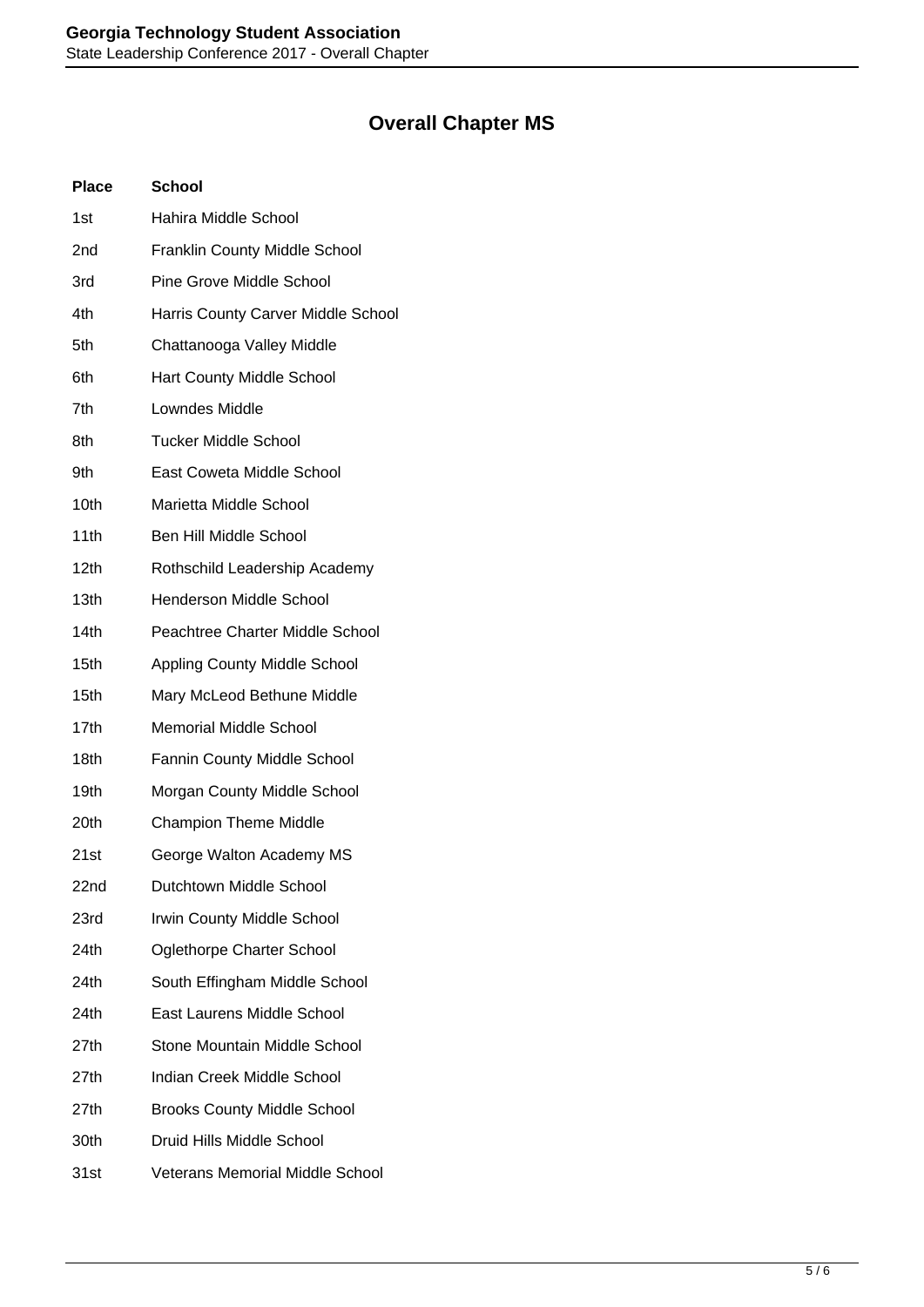## Overall Chapter MS

| Place | School |
|---|---|
| 1st | Hahira Middle School |
| 2nd | Franklin County Middle School |
| 3rd | Pine Grove Middle School |
| 4th | Harris County Carver Middle School |
| 5th | Chattanooga Valley Middle |
| 6th | Hart County Middle School |
| 7th | Lowndes Middle |
| 8th | Tucker Middle School |
| 9th | East Coweta Middle School |
| 10th | Marietta Middle School |
| 11th | Ben Hill Middle School |
| 12th | Rothschild Leadership Academy |
| 13th | Henderson Middle School |
| 14th | Peachtree Charter Middle School |
| 15th | Appling County Middle School |
| 15th | Mary McLeod Bethune Middle |
| 17th | Memorial Middle School |
| 18th | Fannin County Middle School |
| 19th | Morgan County Middle School |
| 20th | Champion Theme Middle |
| 21st | George Walton Academy MS |
| 22nd | Dutchtown Middle School |
| 23rd | Irwin County Middle School |
| 24th | Oglethorpe Charter School |
| 24th | South Effingham Middle School |
| 24th | East Laurens Middle School |
| 27th | Stone Mountain Middle School |
| 27th | Indian Creek Middle School |
| 27th | Brooks County Middle School |
| 30th | Druid Hills Middle School |
| 31st | Veterans Memorial Middle School |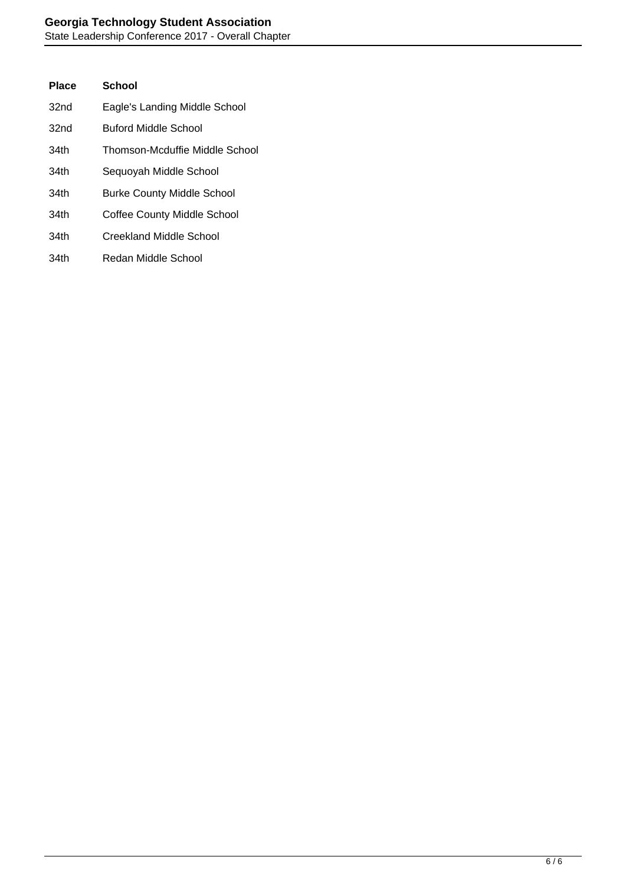| Place | School |
|---|---|
| 32nd | Eagle's Landing Middle School |
| 32nd | Buford Middle School |
| 34th | Thomson-Mcduffie Middle School |
| 34th | Sequoyah Middle School |
| 34th | Burke County Middle School |
| 34th | Coffee County Middle School |
| 34th | Creekland Middle School |
| 34th | Redan Middle School |